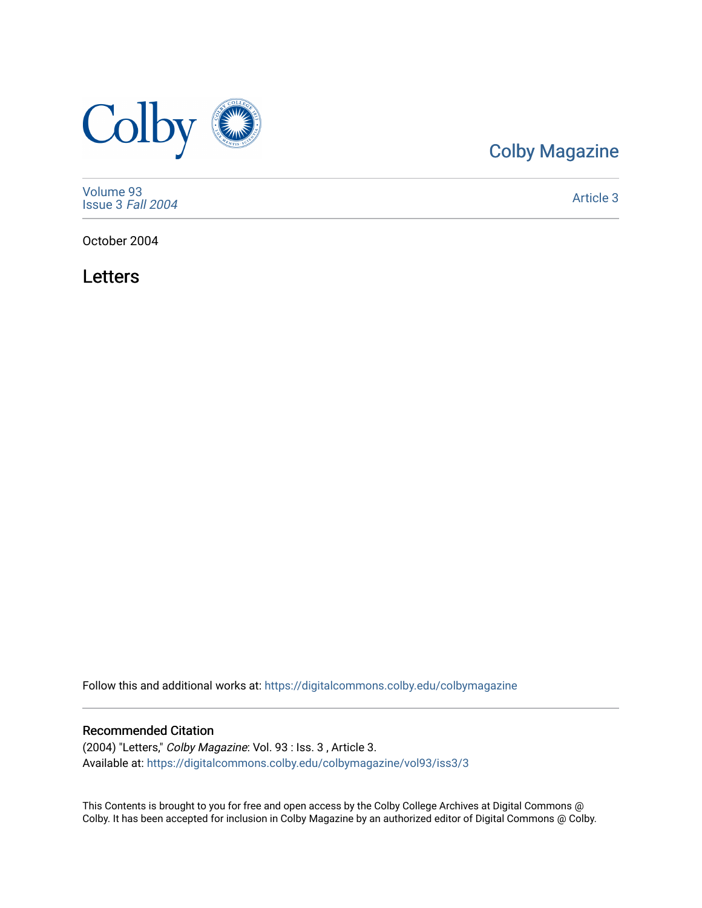Colby Magazine

Volume 93
Issue 3 *Fall 2004*

Article 3

October 2004

# Letters

Follow this and additional works at: https://digitalcommons.colby.edu/colbymagazine

## Recommended Citation

(2004) "Letters," *Colby Magazine*: Vol. 93 : Iss. 3 , Article 3.
Available at: https://digitalcommons.colby.edu/colbymagazine/vol93/iss3/3

This Contents is brought to you for free and open access by the Colby College Archives at Digital Commons @ Colby. It has been accepted for inclusion in Colby Magazine by an authorized editor of Digital Commons @ Colby.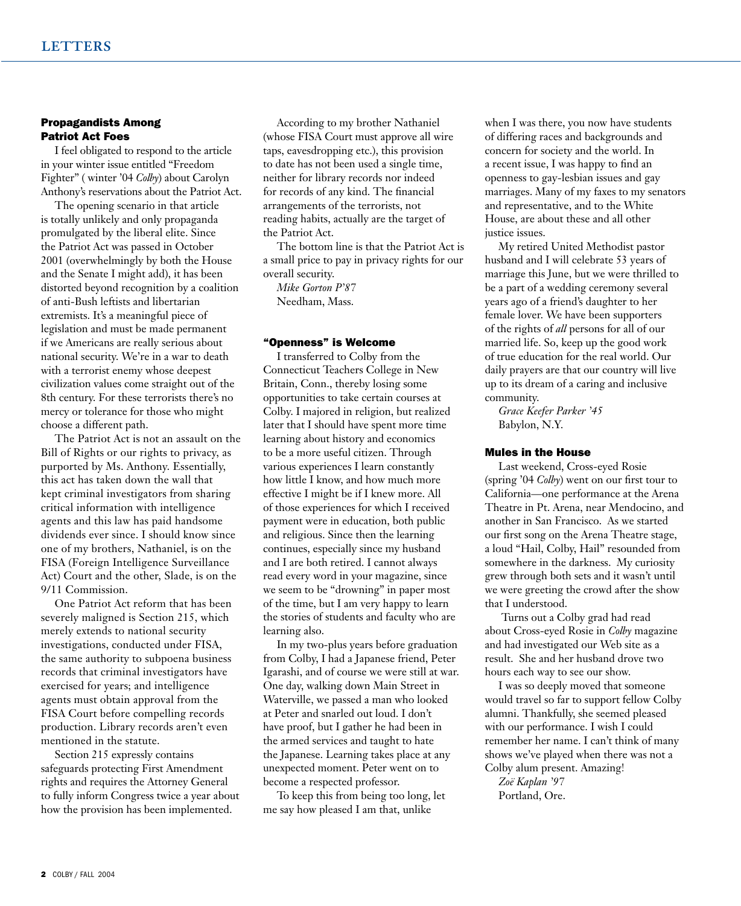# LETTERS

### Propagandists Among Patriot Act Foes

I feel obligated to respond to the article in your winter issue entitled "Freedom Fighter" ( winter '04 *Colby*) about Carolyn Anthony's reservations about the Patriot Act.

The opening scenario in that article is totally unlikely and only propaganda promulgated by the liberal elite. Since the Patriot Act was passed in October 2001 (overwhelmingly by both the House and the Senate I might add), it has been distorted beyond recognition by a coalition of anti-Bush leftists and libertarian extremists. It's a meaningful piece of legislation and must be made permanent if we Americans are really serious about national security. We're in a war to death with a terrorist enemy whose deepest civilization values come straight out of the 8th century. For these terrorists there's no mercy or tolerance for those who might choose a different path.

The Patriot Act is not an assault on the Bill of Rights or our rights to privacy, as purported by Ms. Anthony. Essentially, this act has taken down the wall that kept criminal investigators from sharing critical information with intelligence agents and this law has paid handsome dividends ever since. I should know since one of my brothers, Nathaniel, is on the FISA (Foreign Intelligence Surveillance Act) Court and the other, Slade, is on the 9/11 Commission.

One Patriot Act reform that has been severely maligned is Section 215, which merely extends to national security investigations, conducted under FISA, the same authority to subpoena business records that criminal investigators have exercised for years; and intelligence agents must obtain approval from the FISA Court before compelling records production. Library records aren't even mentioned in the statute.

Section 215 expressly contains safeguards protecting First Amendment rights and requires the Attorney General to fully inform Congress twice a year about how the provision has been implemented.

According to my brother Nathaniel (whose FISA Court must approve all wire taps, eavesdropping etc.), this provision to date has not been used a single time, neither for library records nor indeed for records of any kind. The financial arrangements of the terrorists, not reading habits, actually are the target of the Patriot Act.

The bottom line is that the Patriot Act is a small price to pay in privacy rights for our overall security.

*Mike Gorton P'87*
Needham, Mass.

### "Openness" is Welcome

I transferred to Colby from the Connecticut Teachers College in New Britain, Conn., thereby losing some opportunities to take certain courses at Colby. I majored in religion, but realized later that I should have spent more time learning about history and economics to be a more useful citizen. Through various experiences I learn constantly how little I know, and how much more effective I might be if I knew more. All of those experiences for which I received payment were in education, both public and religious. Since then the learning continues, especially since my husband and I are both retired. I cannot always read every word in your magazine, since we seem to be "drowning" in paper most of the time, but I am very happy to learn the stories of students and faculty who are learning also.

In my two-plus years before graduation from Colby, I had a Japanese friend, Peter Igarashi, and of course we were still at war. One day, walking down Main Street in Waterville, we passed a man who looked at Peter and snarled out loud. I don't have proof, but I gather he had been in the armed services and taught to hate the Japanese. Learning takes place at any unexpected moment. Peter went on to become a respected professor.

To keep this from being too long, let me say how pleased I am that, unlike when I was there, you now have students of differing races and backgrounds and concern for society and the world. In a recent issue, I was happy to find an openness to gay-lesbian issues and gay marriages. Many of my faxes to my senators and representative, and to the White House, are about these and all other justice issues.

My retired United Methodist pastor husband and I will celebrate 53 years of marriage this June, but we were thrilled to be a part of a wedding ceremony several years ago of a friend's daughter to her female lover. We have been supporters of the rights of *all* persons for all of our married life. So, keep up the good work of true education for the real world. Our daily prayers are that our country will live up to its dream of a caring and inclusive community.

*Grace Keefer Parker '45*
Babylon, N.Y.

### Mules in the House

Last weekend, Cross-eyed Rosie (spring '04 *Colby*) went on our first tour to California—one performance at the Arena Theatre in Pt. Arena, near Mendocino, and another in San Francisco. As we started our first song on the Arena Theatre stage, a loud "Hail, Colby, Hail" resounded from somewhere in the darkness. My curiosity grew through both sets and it wasn't until we were greeting the crowd after the show that I understood.

Turns out a Colby grad had read about Cross-eyed Rosie in *Colby* magazine and had investigated our Web site as a result. She and her husband drove two hours each way to see our show.

I was so deeply moved that someone would travel so far to support fellow Colby alumni. Thankfully, she seemed pleased with our performance. I wish I could remember her name. I can't think of many shows we've played when there was not a Colby alum present. Amazing!

*Zoë Kaplan '97*
Portland, Ore.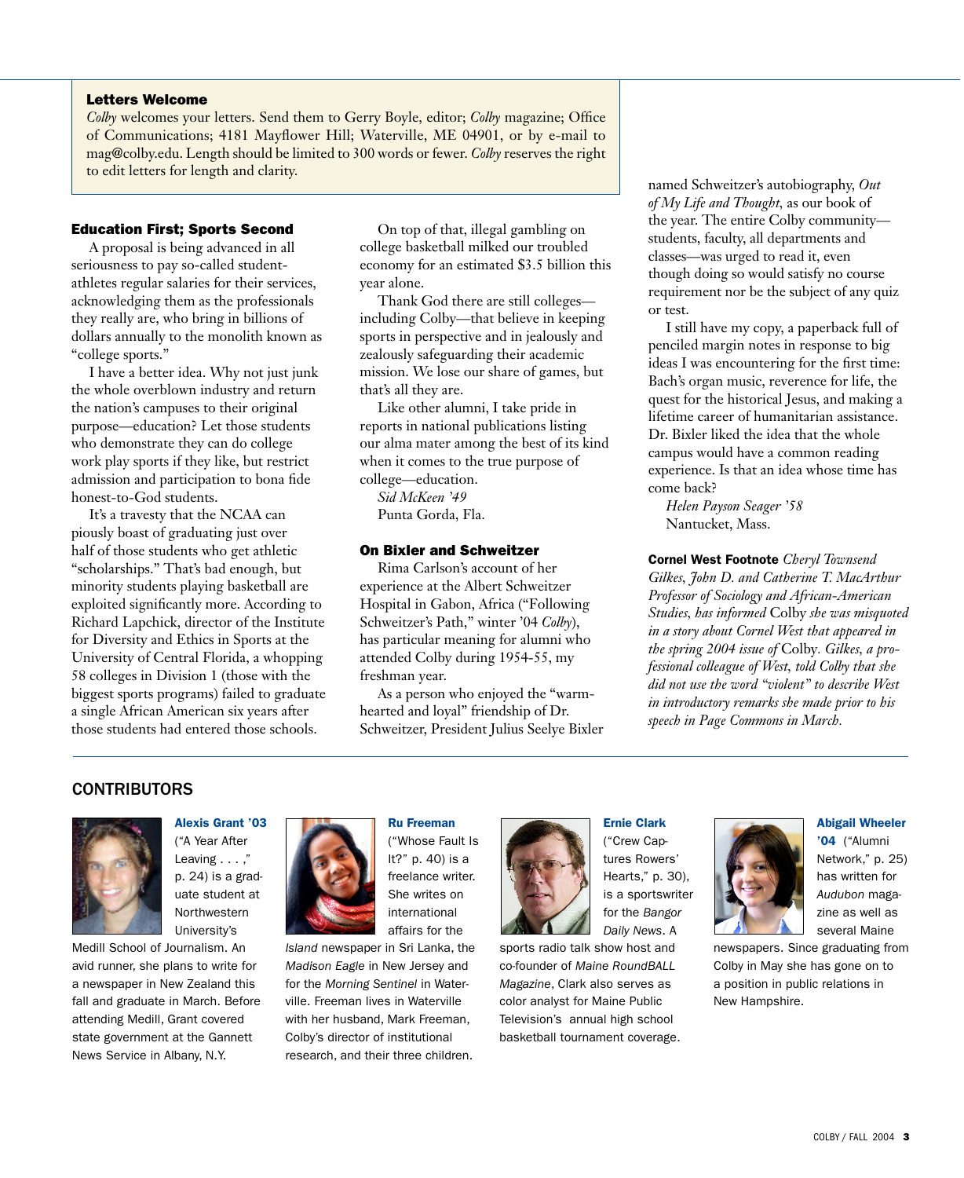**Letters Welcome**

*Colby* welcomes your letters. Send them to Gerry Boyle, editor; *Colby* magazine; Office of Communications; 4181 Mayflower Hill; Waterville, ME 04901, or by e-mail to mag@colby.edu. Length should be limited to 300 words or fewer. *Colby* reserves the right to edit letters for length and clarity.

### Education First; Sports Second

A proposal is being advanced in all seriousness to pay so-called student-athletes regular salaries for their services, acknowledging them as the professionals they really are, who bring in billions of dollars annually to the monolith known as "college sports."

I have a better idea. Why not just junk the whole overblown industry and return the nation's campuses to their original purpose—education? Let those students who demonstrate they can do college work play sports if they like, but restrict admission and participation to bona fide honest-to-God students.

It's a travesty that the NCAA can piously boast of graduating just over half of those students who get athletic "scholarships." That's bad enough, but minority students playing basketball are exploited significantly more. According to Richard Lapchick, director of the Institute for Diversity and Ethics in Sports at the University of Central Florida, a whopping 58 colleges in Division 1 (those with the biggest sports programs) failed to graduate a single African American six years after those students had entered those schools.

On top of that, illegal gambling on college basketball milked our troubled economy for an estimated $3.5 billion this year alone.

Thank God there are still colleges—including Colby—that believe in keeping sports in perspective and in jealously and zealously safeguarding their academic mission. We lose our share of games, but that's all they are.

Like other alumni, I take pride in reports in national publications listing our alma mater among the best of its kind when it comes to the true purpose of college—education.

*Sid McKeen '49*
Punta Gorda, Fla.

### On Bixler and Schweitzer

Rima Carlson's account of her experience at the Albert Schweitzer Hospital in Gabon, Africa ("Following Schweitzer's Path," winter '04 *Colby*), has particular meaning for alumni who attended Colby during 1954-55, my freshman year.

As a person who enjoyed the "warm-hearted and loyal" friendship of Dr. Schweitzer, President Julius Seelye Bixler named Schweitzer's autobiography, *Out of My Life and Thought*, as our book of the year. The entire Colby community—students, faculty, all departments and classes—was urged to read it, even though doing so would satisfy no course requirement nor be the subject of any quiz or test.

I still have my copy, a paperback full of penciled margin notes in response to big ideas I was encountering for the first time: Bach's organ music, reverence for life, the quest for the historical Jesus, and making a lifetime career of humanitarian assistance. Dr. Bixler liked the idea that the whole campus would have a common reading experience. Is that an idea whose time has come back?

*Helen Payson Seager '58*
Nantucket, Mass.

**Cornel West Footnote** *Cheryl Townsend Gilkes, John D. and Catherine T. MacArthur Professor of Sociology and African-American Studies, has informed* Colby *she was misquoted in a story about Cornel West that appeared in the spring 2004 issue of* Colby. *Gilkes, a professional colleague of West, told Colby that she did not use the word "violent" to describe West in introductory remarks she made prior to his speech in Page Commons in March.*

## CONTRIBUTORS

**Alexis Grant '03** ("A Year After Leaving . . . ," p. 24) is a graduate student at Northwestern University's Medill School of Journalism. An avid runner, she plans to write for a newspaper in New Zealand this fall and graduate in March. Before attending Medill, Grant covered state government at the Gannett News Service in Albany, N.Y.

**Ru Freeman** ("Whose Fault Is It?" p. 40) is a freelance writer. She writes on international affairs for the *Island* newspaper in Sri Lanka, the *Madison Eagle* in New Jersey and for the *Morning Sentinel* in Waterville. Freeman lives in Waterville with her husband, Mark Freeman, Colby's director of institutional research, and their three children.

**Ernie Clark** ("Crew Captures Rowers' Hearts," p. 30), is a sportswriter for the *Bangor Daily News*. A sports radio talk show host and co-founder of *Maine RoundBALL Magazine*, Clark also serves as color analyst for Maine Public Television's annual high school basketball tournament coverage.

**Abigail Wheeler '04** ("Alumni Network," p. 25) has written for *Audubon* magazine as well as several Maine newspapers. Since graduating from Colby in May she has gone on to a position in public relations in New Hampshire.